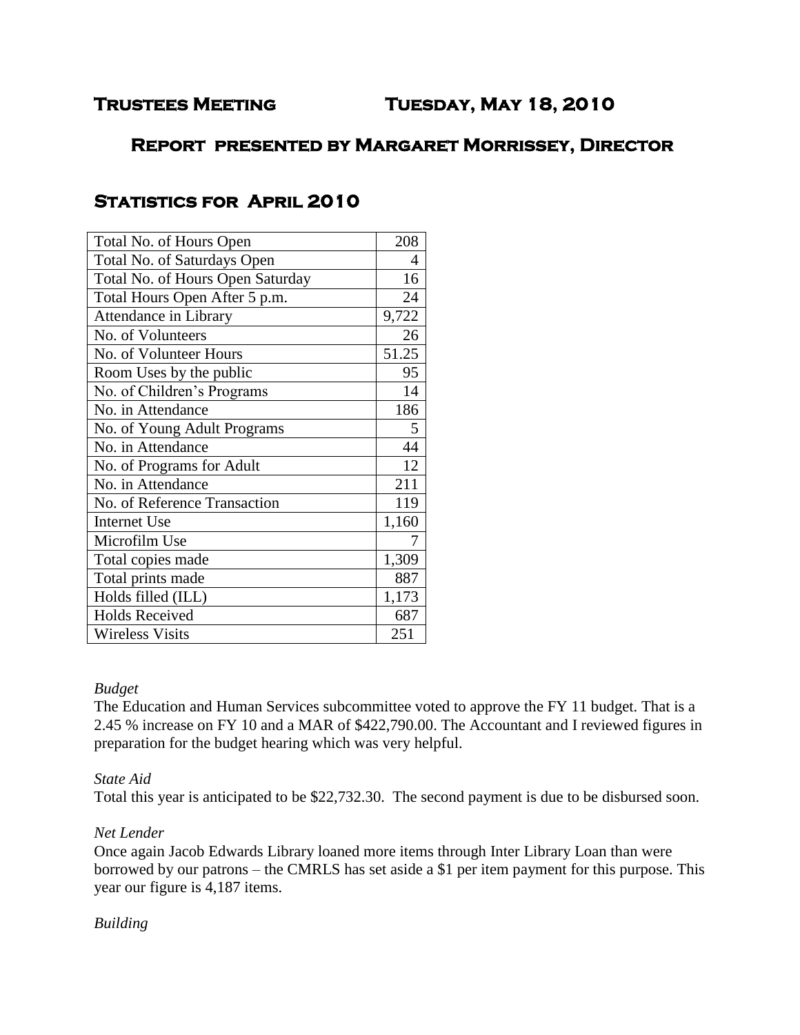# Trustees Meeting    Tuesday, May 18, 2010

## Report presented by Margaret Morrissey, Director

## Statistics for April 2010

| | |
|---|---|
| Total No. of Hours Open | 208 |
| Total No. of Saturdays Open | 4 |
| Total No. of Hours Open Saturday | 16 |
| Total Hours Open After 5 p.m. | 24 |
| Attendance in Library | 9,722 |
| No. of Volunteers | 26 |
| No. of Volunteer Hours | 51.25 |
| Room Uses by the public | 95 |
| No. of Children's Programs | 14 |
| No. in Attendance | 186 |
| No. of Young Adult Programs | 5 |
| No. in Attendance | 44 |
| No. of Programs for Adult | 12 |
| No. in Attendance | 211 |
| No. of Reference Transaction | 119 |
| Internet Use | 1,160 |
| Microfilm Use | 7 |
| Total copies made | 1,309 |
| Total prints made | 887 |
| Holds filled (ILL) | 1,173 |
| Holds Received | 687 |
| Wireless Visits | 251 |

*Budget*

The Education and Human Services subcommittee voted to approve the FY 11 budget. That is a 2.45 % increase on FY 10 and a MAR of $422,790.00. The Accountant and I reviewed figures in preparation for the budget hearing which was very helpful.

*State Aid*

Total this year is anticipated to be $22,732.30. The second payment is due to be disbursed soon.

*Net Lender*

Once again Jacob Edwards Library loaned more items through Inter Library Loan than were borrowed by our patrons – the CMRLS has set aside a $1 per item payment for this purpose. This year our figure is 4,187 items.

*Building*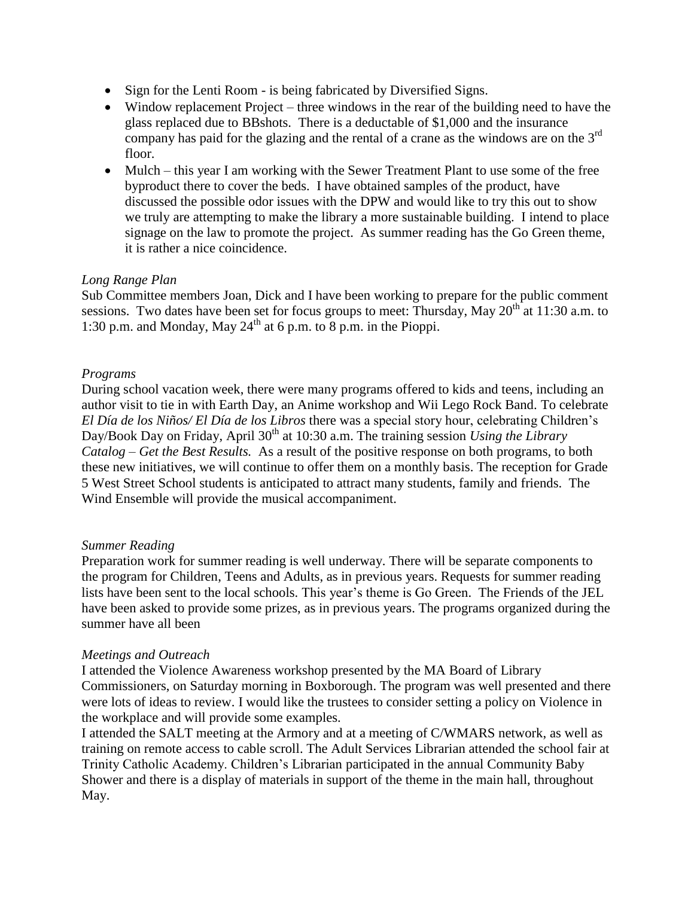- Sign for the Lenti Room - is being fabricated by Diversified Signs.
- Window replacement Project – three windows in the rear of the building need to have the glass replaced due to BBshots. There is a deductable of $1,000 and the insurance company has paid for the glazing and the rental of a crane as the windows are on the 3rd floor.
- Mulch – this year I am working with the Sewer Treatment Plant to use some of the free byproduct there to cover the beds. I have obtained samples of the product, have discussed the possible odor issues with the DPW and would like to try this out to show we truly are attempting to make the library a more sustainable building. I intend to place signage on the law to promote the project. As summer reading has the Go Green theme, it is rather a nice coincidence.

*Long Range Plan*

Sub Committee members Joan, Dick and I have been working to prepare for the public comment sessions. Two dates have been set for focus groups to meet: Thursday, May 20th at 11:30 a.m. to 1:30 p.m. and Monday, May 24th at 6 p.m. to 8 p.m. in the Pioppi.

*Programs*

During school vacation week, there were many programs offered to kids and teens, including an author visit to tie in with Earth Day, an Anime workshop and Wii Lego Rock Band. To celebrate *El Día de los Niños/ El Día de los Libros* there was a special story hour, celebrating Children's Day/Book Day on Friday, April 30th at 10:30 a.m. The training session *Using the Library Catalog – Get the Best Results.* As a result of the positive response on both programs, to both these new initiatives, we will continue to offer them on a monthly basis. The reception for Grade 5 West Street School students is anticipated to attract many students, family and friends. The Wind Ensemble will provide the musical accompaniment.

*Summer Reading*

Preparation work for summer reading is well underway. There will be separate components to the program for Children, Teens and Adults, as in previous years. Requests for summer reading lists have been sent to the local schools. This year's theme is Go Green. The Friends of the JEL have been asked to provide some prizes, as in previous years. The programs organized during the summer have all been

*Meetings and Outreach*

I attended the Violence Awareness workshop presented by the MA Board of Library Commissioners, on Saturday morning in Boxborough. The program was well presented and there were lots of ideas to review. I would like the trustees to consider setting a policy on Violence in the workplace and will provide some examples.
I attended the SALT meeting at the Armory and at a meeting of C/WMARS network, as well as training on remote access to cable scroll. The Adult Services Librarian attended the school fair at Trinity Catholic Academy. Children's Librarian participated in the annual Community Baby Shower and there is a display of materials in support of the theme in the main hall, throughout May.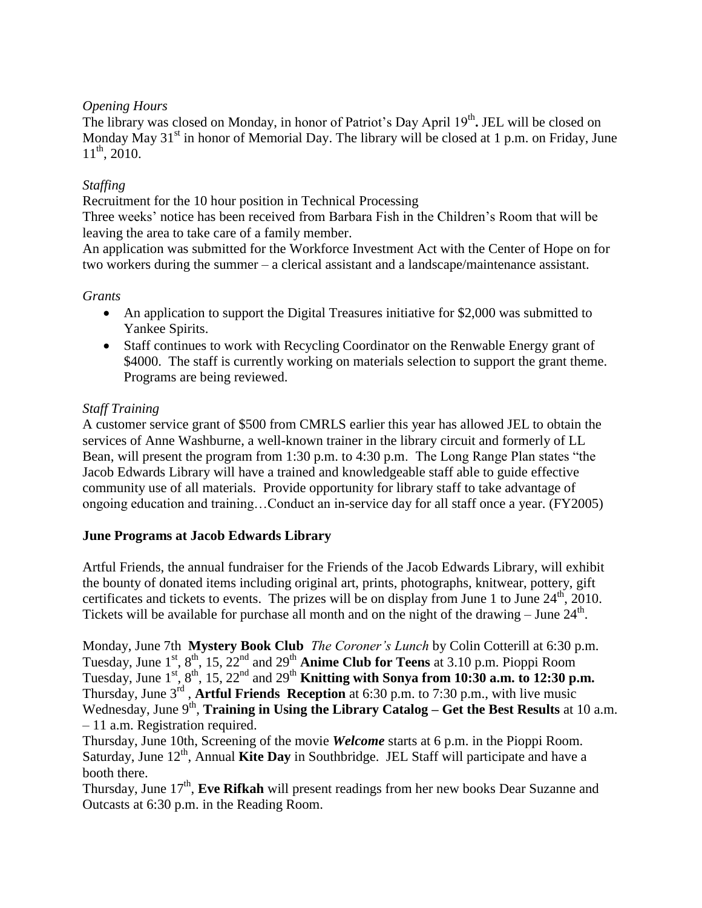*Opening Hours*

The library was closed on Monday, in honor of Patriot's Day April 19th**.** JEL will be closed on Monday May 31st in honor of Memorial Day. The library will be closed at 1 p.m. on Friday, June 11th, 2010.

*Staffing*

Recruitment for the 10 hour position in Technical Processing

Three weeks' notice has been received from Barbara Fish in the Children's Room that will be leaving the area to take care of a family member.

An application was submitted for the Workforce Investment Act with the Center of Hope on for two workers during the summer – a clerical assistant and a landscape/maintenance assistant.

*Grants*

- An application to support the Digital Treasures initiative for $2,000 was submitted to Yankee Spirits.
- Staff continues to work with Recycling Coordinator on the Renwable Energy grant of $4000. The staff is currently working on materials selection to support the grant theme. Programs are being reviewed.

*Staff Training*

A customer service grant of $500 from CMRLS earlier this year has allowed JEL to obtain the services of Anne Washburne, a well-known trainer in the library circuit and formerly of LL Bean, will present the program from 1:30 p.m. to 4:30 p.m. The Long Range Plan states "the Jacob Edwards Library will have a trained and knowledgeable staff able to guide effective community use of all materials. Provide opportunity for library staff to take advantage of ongoing education and training…Conduct an in-service day for all staff once a year. (FY2005)

**June Programs at Jacob Edwards Library**

Artful Friends, the annual fundraiser for the Friends of the Jacob Edwards Library, will exhibit the bounty of donated items including original art, prints, photographs, knitwear, pottery, gift certificates and tickets to events. The prizes will be on display from June 1 to June 24th, 2010. Tickets will be available for purchase all month and on the night of the drawing – June 24th.

Monday, June 7th **Mystery Book Club** *The Coroner's Lunch* by Colin Cotterill at 6:30 p.m.
Tuesday, June 1st, 8th, 15, 22nd and 29th **Anime Club for Teens** at 3.10 p.m. Pioppi Room
Tuesday, June 1st, 8th, 15, 22nd and 29th **Knitting with Sonya from 10:30 a.m. to 12:30 p.m.**
Thursday, June 3rd , **Artful Friends Reception** at 6:30 p.m. to 7:30 p.m., with live music
Wednesday, June 9th, **Training in Using the Library Catalog – Get the Best Results** at 10 a.m. – 11 a.m. Registration required.
Thursday, June 10th, Screening of the movie ***Welcome*** starts at 6 p.m. in the Pioppi Room.
Saturday, June 12th, Annual **Kite Day** in Southbridge. JEL Staff will participate and have a booth there.
Thursday, June 17th, **Eve Rifkah** will present readings from her new books Dear Suzanne and Outcasts at 6:30 p.m. in the Reading Room.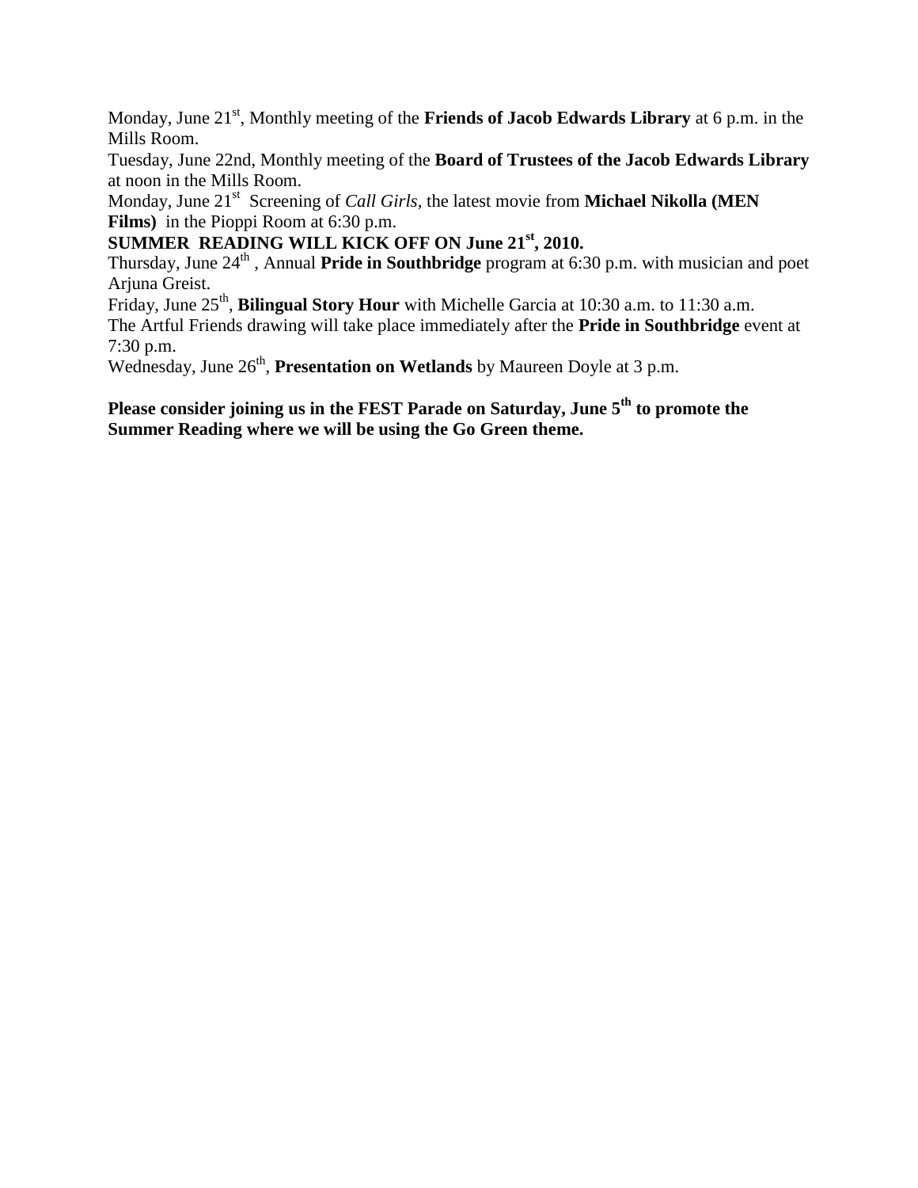Monday, June 21st, Monthly meeting of the **Friends of Jacob Edwards Library** at 6 p.m. in the Mills Room.

Tuesday, June 22nd, Monthly meeting of the **Board of Trustees of the Jacob Edwards Library** at noon in the Mills Room.

Monday, June 21st Screening of *Call Girls*, the latest movie from **Michael Nikolla (MEN Films)** in the Pioppi Room at 6:30 p.m.

**SUMMER READING WILL KICK OFF ON June 21st, 2010.**

Thursday, June 24th , Annual **Pride in Southbridge** program at 6:30 p.m. with musician and poet Arjuna Greist.

Friday, June 25th, **Bilingual Story Hour** with Michelle Garcia at 10:30 a.m. to 11:30 a.m.

The Artful Friends drawing will take place immediately after the **Pride in Southbridge** event at 7:30 p.m.

Wednesday, June 26th, **Presentation on Wetlands** by Maureen Doyle at 3 p.m.

**Please consider joining us in the FEST Parade on Saturday, June 5th to promote the Summer Reading where we will be using the Go Green theme.**